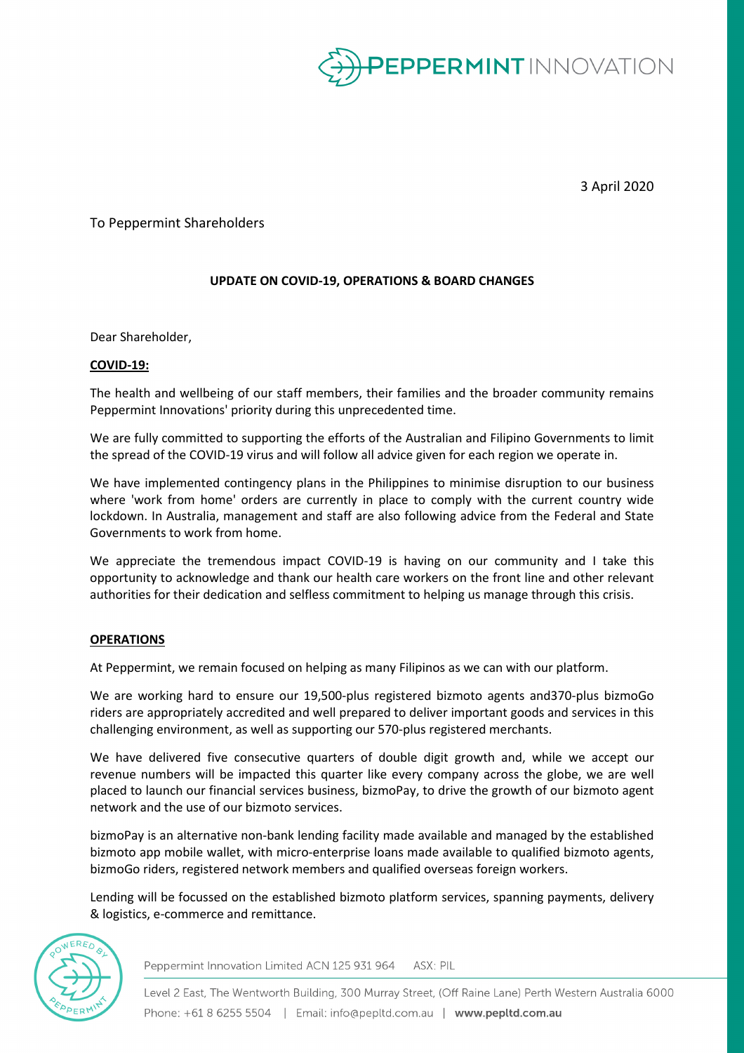3 April 2020

To Peppermint Shareholders

**UPDATE ON COVID-19, OPERATIONS & BOARD CHANGES**

Dear Shareholder,

## COVID-19:

The health and wellbeing of our staff members, their families and the broader community remains Peppermint Innovations' priority during this unprecedented time.

We are fully committed to supporting the efforts of the Australian and Filipino Governments to limit the spread of the COVID-19 virus and will follow all advice given for each region we operate in.

We have implemented contingency plans in the Philippines to minimise disruption to our business where 'work from home' orders are currently in place to comply with the current country wide lockdown. In Australia, management and staff are also following advice from the Federal and State Governments to work from home.

We appreciate the tremendous impact COVID-19 is having on our community and I take this opportunity to acknowledge and thank our health care workers on the front line and other relevant authorities for their dedication and selfless commitment to helping us manage through this crisis.

## OPERATIONS

At Peppermint, we remain focused on helping as many Filipinos as we can with our platform.

We are working hard to ensure our 19,500-plus registered bizmoto agents and370-plus bizmoGo riders are appropriately accredited and well prepared to deliver important goods and services in this challenging environment, as well as supporting our 570-plus registered merchants.

We have delivered five consecutive quarters of double digit growth and, while we accept our revenue numbers will be impacted this quarter like every company across the globe, we are well placed to launch our financial services business, bizmoPay, to drive the growth of our bizmoto agent network and the use of our bizmoto services.

bizmoPay is an alternative non-bank lending facility made available and managed by the established bizmoto app mobile wallet, with micro-enterprise loans made available to qualified bizmoto agents, bizmoGo riders, registered network members and qualified overseas foreign workers.

Lending will be focussed on the established bizmoto platform services, spanning payments, delivery & logistics, e-commerce and remittance.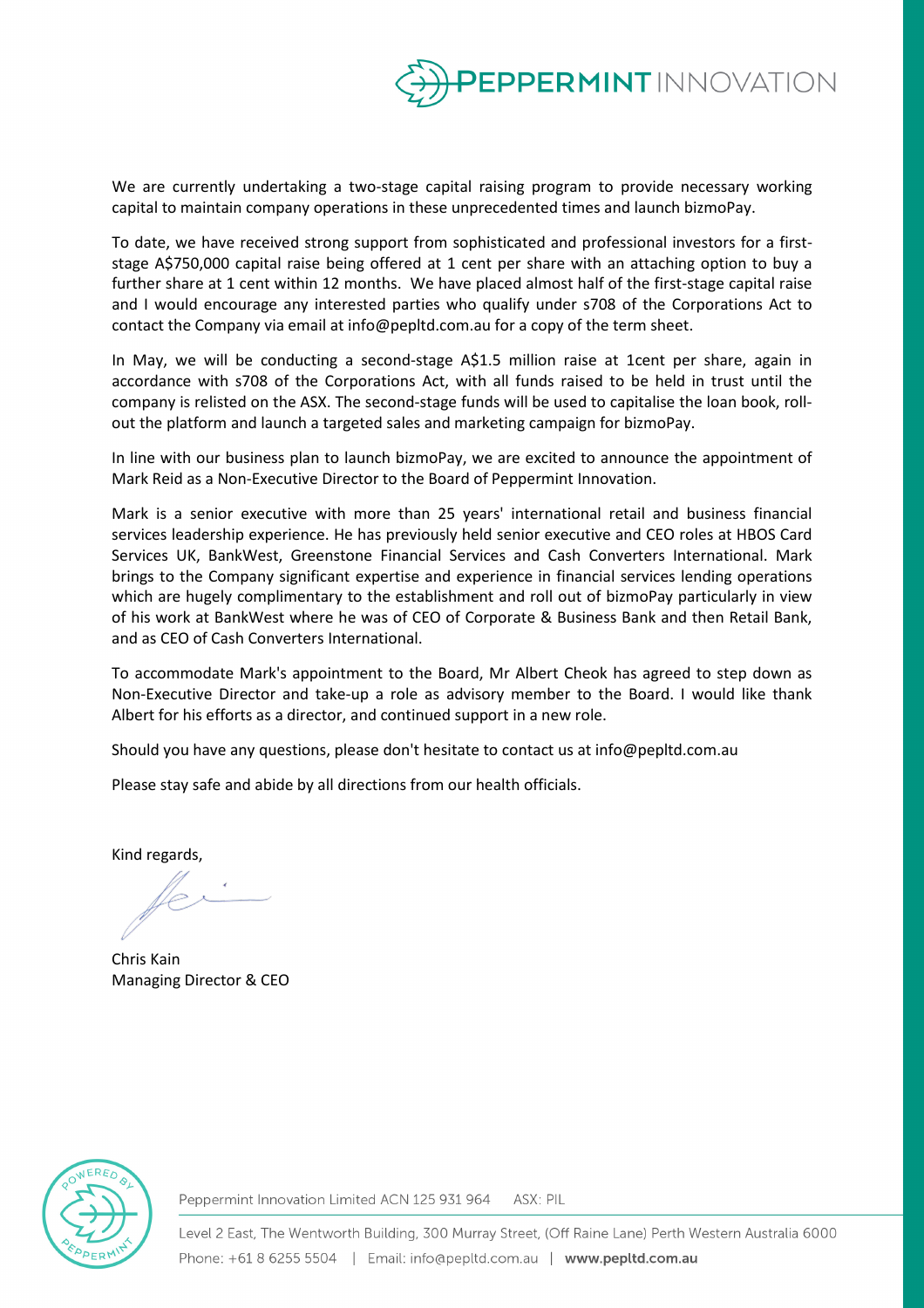We are currently undertaking a two-stage capital raising program to provide necessary working capital to maintain company operations in these unprecedented times and launch bizmoPay.

To date, we have received strong support from sophisticated and professional investors for a first-stage A$750,000 capital raise being offered at 1 cent per share with an attaching option to buy a further share at 1 cent within 12 months. We have placed almost half of the first-stage capital raise and I would encourage any interested parties who qualify under s708 of the Corporations Act to contact the Company via email at info@pepltd.com.au for a copy of the term sheet.

In May, we will be conducting a second-stage A$1.5 million raise at 1cent per share, again in accordance with s708 of the Corporations Act, with all funds raised to be held in trust until the company is relisted on the ASX. The second-stage funds will be used to capitalise the loan book, roll-out the platform and launch a targeted sales and marketing campaign for bizmoPay.

In line with our business plan to launch bizmoPay, we are excited to announce the appointment of Mark Reid as a Non-Executive Director to the Board of Peppermint Innovation.

Mark is a senior executive with more than 25 years' international retail and business financial services leadership experience. He has previously held senior executive and CEO roles at HBOS Card Services UK, BankWest, Greenstone Financial Services and Cash Converters International. Mark brings to the Company significant expertise and experience in financial services lending operations which are hugely complimentary to the establishment and roll out of bizmoPay particularly in view of his work at BankWest where he was of CEO of Corporate & Business Bank and then Retail Bank, and as CEO of Cash Converters International.

To accommodate Mark's appointment to the Board, Mr Albert Cheok has agreed to step down as Non-Executive Director and take-up a role as advisory member to the Board. I would like thank Albert for his efforts as a director, and continued support in a new role.

Should you have any questions, please don't hesitate to contact us at info@pepltd.com.au

Please stay safe and abide by all directions from our health officials.

Kind regards,

Chris Kain
Managing Director & CEO

Peppermint Innovation Limited ACN 125 931 964 ASX: PIL

Level 2 East, The Wentworth Building, 300 Murray Street, (Off Raine Lane) Perth Western Australia 6000
Phone: +61 8 6255 5504 | Email: info@pepltd.com.au | **www.pepltd.com.au**